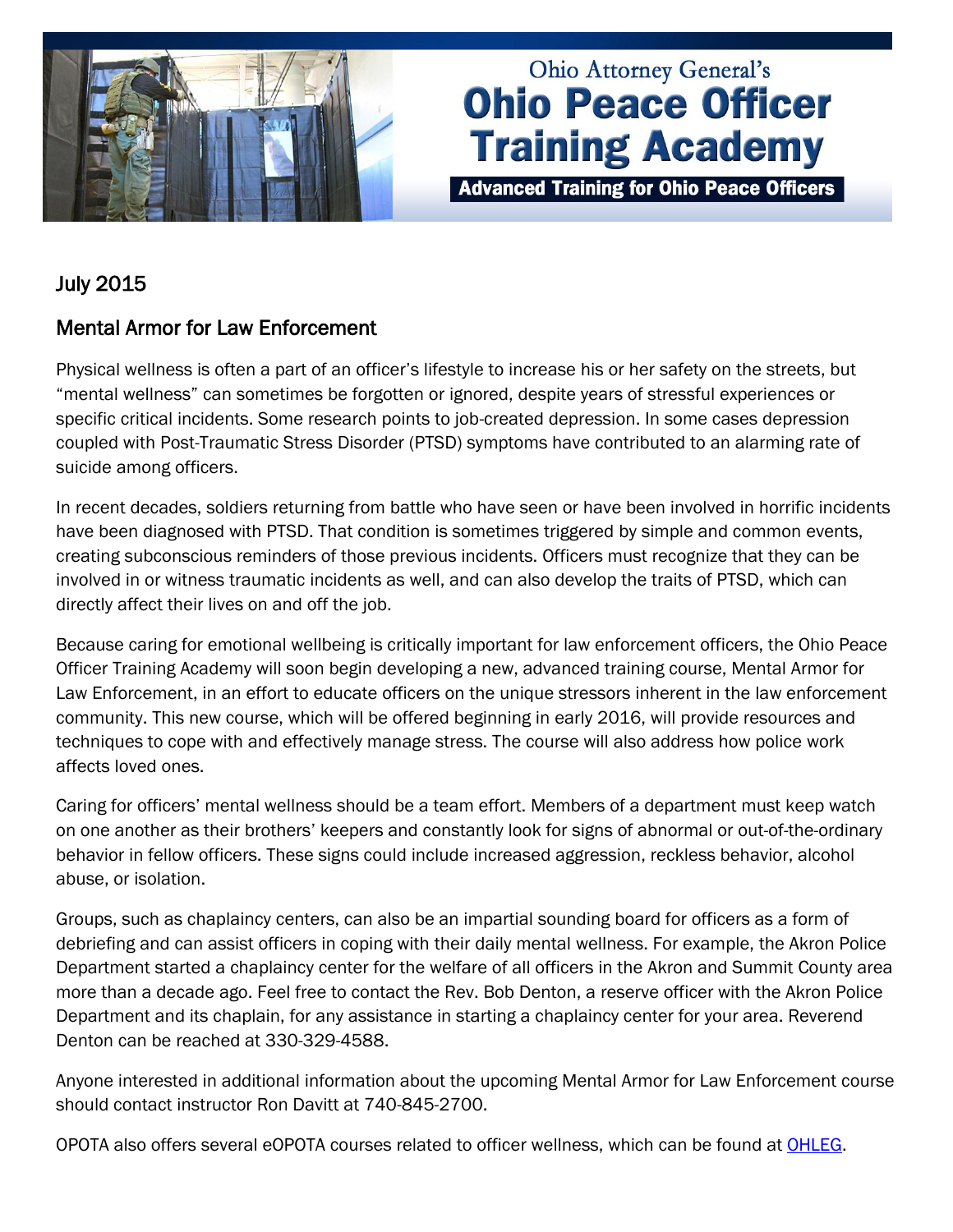# Ohio Attorney General's Ohio Peace Officer Training Academy

**Advanced Training for Ohio Peace Officers**

## July 2015

## Mental Armor for Law Enforcement

Physical wellness is often a part of an officer's lifestyle to increase his or her safety on the streets, but "mental wellness" can sometimes be forgotten or ignored, despite years of stressful experiences or specific critical incidents. Some research points to job-created depression. In some cases depression coupled with Post-Traumatic Stress Disorder (PTSD) symptoms have contributed to an alarming rate of suicide among officers.

In recent decades, soldiers returning from battle who have seen or have been involved in horrific incidents have been diagnosed with PTSD. That condition is sometimes triggered by simple and common events, creating subconscious reminders of those previous incidents. Officers must recognize that they can be involved in or witness traumatic incidents as well, and can also develop the traits of PTSD, which can directly affect their lives on and off the job.

Because caring for emotional wellbeing is critically important for law enforcement officers, the Ohio Peace Officer Training Academy will soon begin developing a new, advanced training course, Mental Armor for Law Enforcement, in an effort to educate officers on the unique stressors inherent in the law enforcement community. This new course, which will be offered beginning in early 2016, will provide resources and techniques to cope with and effectively manage stress. The course will also address how police work affects loved ones.

Caring for officers' mental wellness should be a team effort. Members of a department must keep watch on one another as their brothers' keepers and constantly look for signs of abnormal or out-of-the-ordinary behavior in fellow officers. These signs could include increased aggression, reckless behavior, alcohol abuse, or isolation.

Groups, such as chaplaincy centers, can also be an impartial sounding board for officers as a form of debriefing and can assist officers in coping with their daily mental wellness. For example, the Akron Police Department started a chaplaincy center for the welfare of all officers in the Akron and Summit County area more than a decade ago. Feel free to contact the Rev. Bob Denton, a reserve officer with the Akron Police Department and its chaplain, for any assistance in starting a chaplaincy center for your area. Reverend Denton can be reached at 330-329-4588.

Anyone interested in additional information about the upcoming Mental Armor for Law Enforcement course should contact instructor Ron Davitt at 740-845-2700.

OPOTA also offers several eOPOTA courses related to officer wellness, which can be found at OHLEG.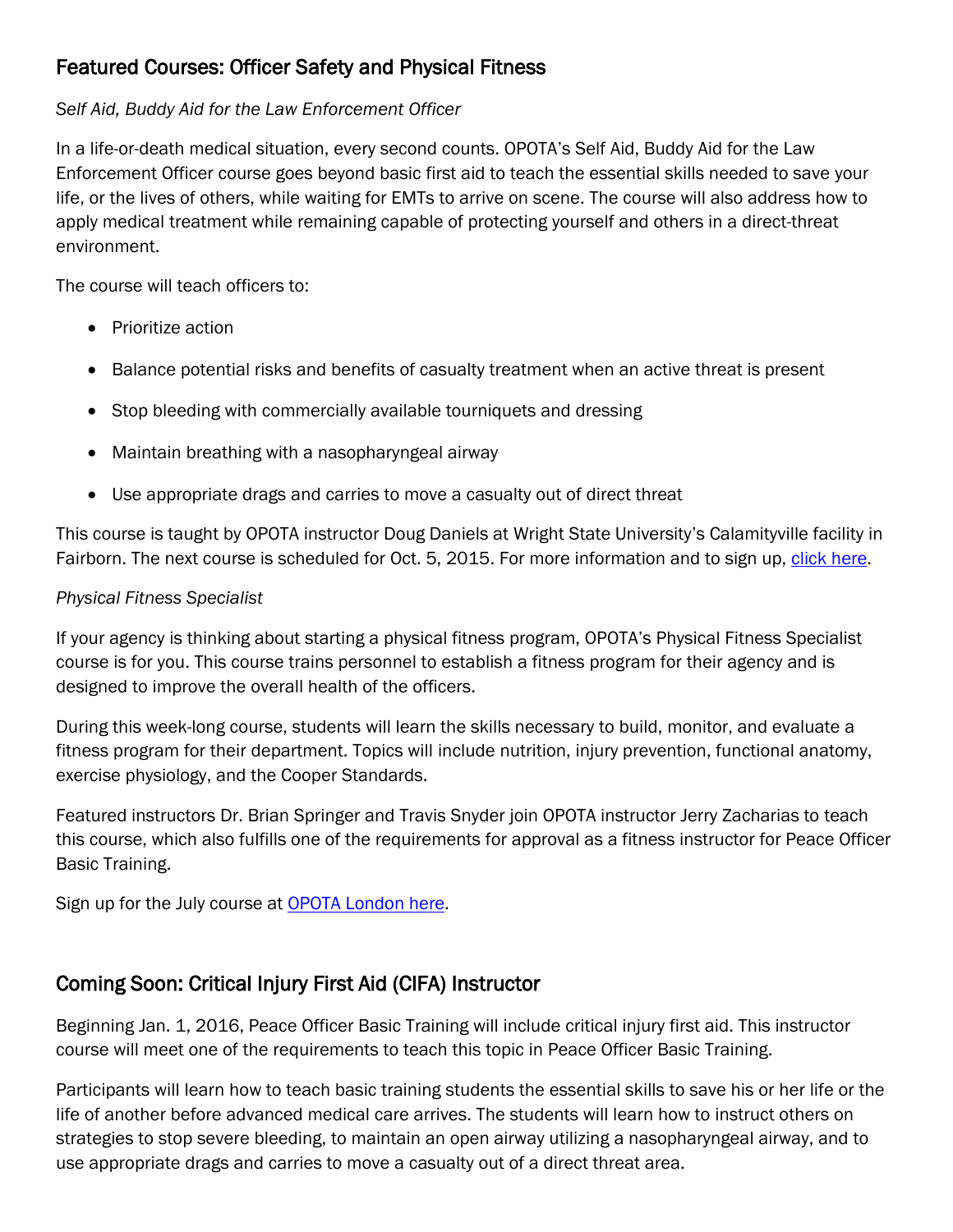## Featured Courses: Officer Safety and Physical Fitness

*Self Aid, Buddy Aid for the Law Enforcement Officer*

In a life-or-death medical situation, every second counts. OPOTA's Self Aid, Buddy Aid for the Law Enforcement Officer course goes beyond basic first aid to teach the essential skills needed to save your life, or the lives of others, while waiting for EMTs to arrive on scene. The course will also address how to apply medical treatment while remaining capable of protecting yourself and others in a direct-threat environment.

The course will teach officers to:

- Prioritize action
- Balance potential risks and benefits of casualty treatment when an active threat is present
- Stop bleeding with commercially available tourniquets and dressing
- Maintain breathing with a nasopharyngeal airway
- Use appropriate drags and carries to move a casualty out of direct threat

This course is taught by OPOTA instructor Doug Daniels at Wright State University's Calamityville facility in Fairborn. The next course is scheduled for Oct. 5, 2015. For more information and to sign up, click here.

*Physical Fitness Specialist*

If your agency is thinking about starting a physical fitness program, OPOTA's Physical Fitness Specialist course is for you. This course trains personnel to establish a fitness program for their agency and is designed to improve the overall health of the officers.

During this week-long course, students will learn the skills necessary to build, monitor, and evaluate a fitness program for their department. Topics will include nutrition, injury prevention, functional anatomy, exercise physiology, and the Cooper Standards.

Featured instructors Dr. Brian Springer and Travis Snyder join OPOTA instructor Jerry Zacharias to teach this course, which also fulfills one of the requirements for approval as a fitness instructor for Peace Officer Basic Training.

Sign up for the July course at OPOTA London here.

## Coming Soon: Critical Injury First Aid (CIFA) Instructor

Beginning Jan. 1, 2016, Peace Officer Basic Training will include critical injury first aid. This instructor course will meet one of the requirements to teach this topic in Peace Officer Basic Training.

Participants will learn how to teach basic training students the essential skills to save his or her life or the life of another before advanced medical care arrives. The students will learn how to instruct others on strategies to stop severe bleeding, to maintain an open airway utilizing a nasopharyngeal airway, and to use appropriate drags and carries to move a casualty out of a direct threat area.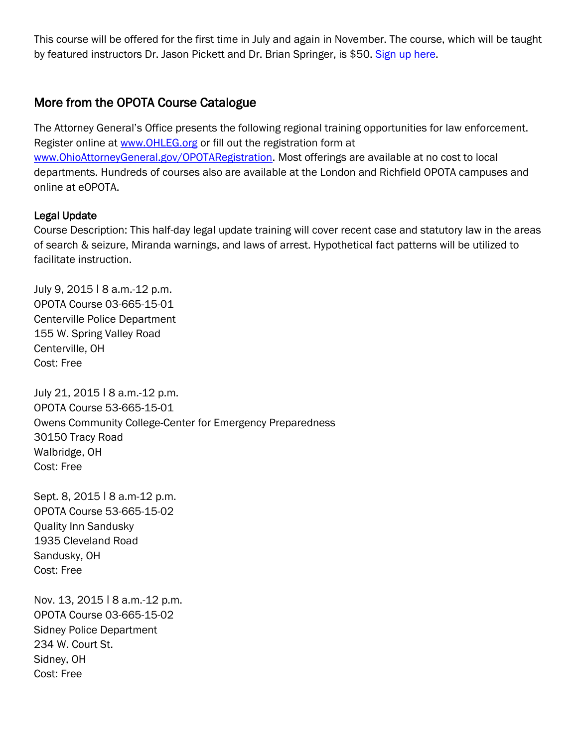This course will be offered for the first time in July and again in November. The course, which will be taught by featured instructors Dr. Jason Pickett and Dr. Brian Springer, is $50. [Sign up here](#).

## More from the OPOTA Course Catalogue

The Attorney General's Office presents the following regional training opportunities for law enforcement. Register online at [www.OHLEG.org](http://www.OHLEG.org) or fill out the registration form at [www.OhioAttorneyGeneral.gov/OPOTARegistration](http://www.OhioAttorneyGeneral.gov/OPOTARegistration). Most offerings are available at no cost to local departments. Hundreds of courses also are available at the London and Richfield OPOTA campuses and online at eOPOTA.

### Legal Update

Course Description: This half-day legal update training will cover recent case and statutory law in the areas of search & seizure, Miranda warnings, and laws of arrest. Hypothetical fact patterns will be utilized to facilitate instruction.

July 9, 2015 | 8 a.m.-12 p.m.
OPOTA Course 03-665-15-01
Centerville Police Department
155 W. Spring Valley Road
Centerville, OH
Cost: Free

July 21, 2015 | 8 a.m.-12 p.m.
OPOTA Course 53-665-15-01
Owens Community College-Center for Emergency Preparedness
30150 Tracy Road
Walbridge, OH
Cost: Free

Sept. 8, 2015 | 8 a.m-12 p.m.
OPOTA Course 53-665-15-02
Quality Inn Sandusky
1935 Cleveland Road
Sandusky, OH
Cost: Free

Nov. 13, 2015 | 8 a.m.-12 p.m.
OPOTA Course 03-665-15-02
Sidney Police Department
234 W. Court St.
Sidney, OH
Cost: Free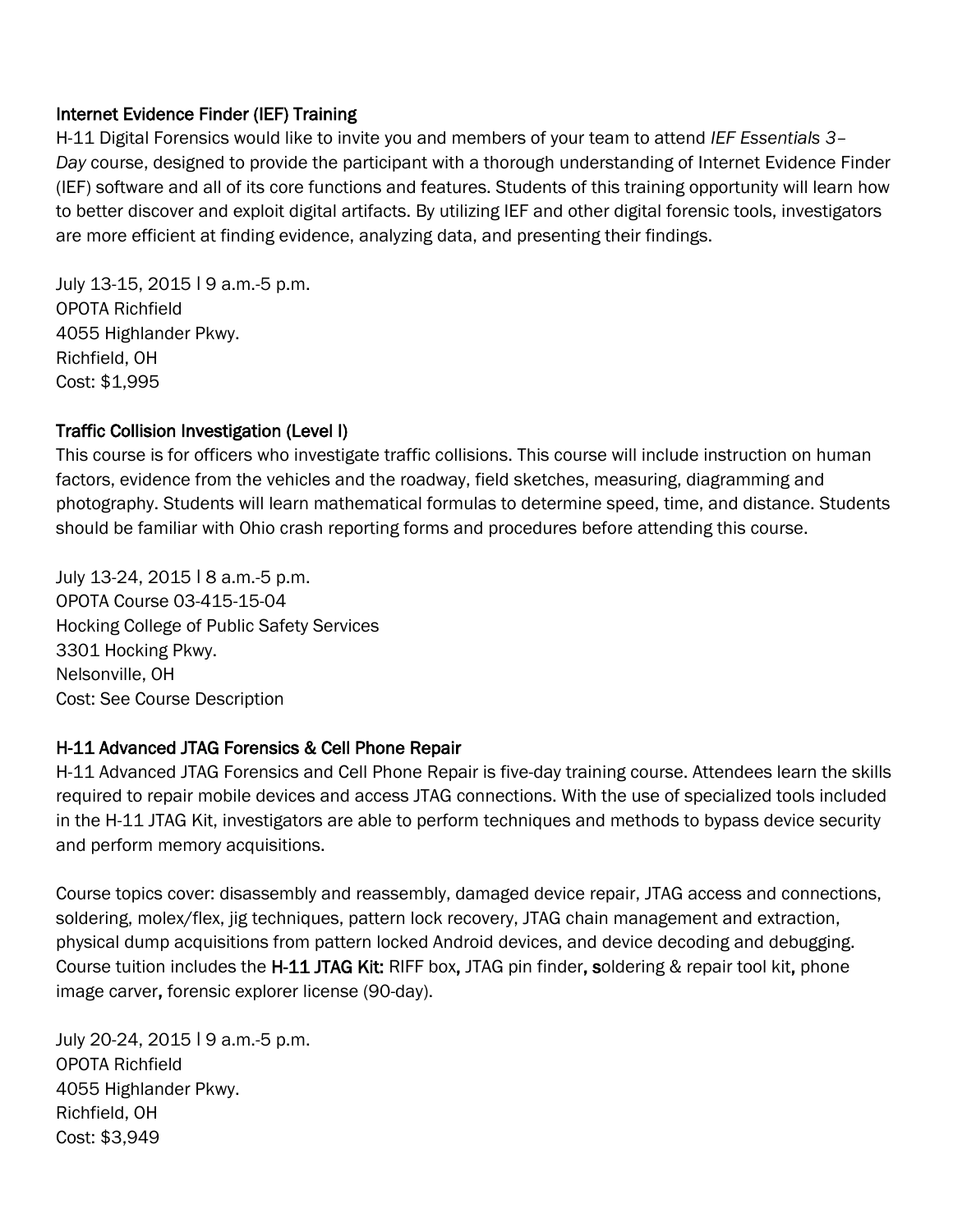### Internet Evidence Finder (IEF) Training

H-11 Digital Forensics would like to invite you and members of your team to attend *IEF Essentials 3–Day* course, designed to provide the participant with a thorough understanding of Internet Evidence Finder (IEF) software and all of its core functions and features. Students of this training opportunity will learn how to better discover and exploit digital artifacts. By utilizing IEF and other digital forensic tools, investigators are more efficient at finding evidence, analyzing data, and presenting their findings.

July 13-15, 2015 l 9 a.m.-5 p.m.
OPOTA Richfield
4055 Highlander Pkwy.
Richfield, OH
Cost: $1,995

### Traffic Collision Investigation (Level I)

This course is for officers who investigate traffic collisions. This course will include instruction on human factors, evidence from the vehicles and the roadway, field sketches, measuring, diagramming and photography. Students will learn mathematical formulas to determine speed, time, and distance. Students should be familiar with Ohio crash reporting forms and procedures before attending this course.

July 13-24, 2015 l 8 a.m.-5 p.m.
OPOTA Course 03-415-15-04
Hocking College of Public Safety Services
3301 Hocking Pkwy.
Nelsonville, OH
Cost: See Course Description

### H-11 Advanced JTAG Forensics & Cell Phone Repair

H-11 Advanced JTAG Forensics and Cell Phone Repair is five-day training course. Attendees learn the skills required to repair mobile devices and access JTAG connections. With the use of specialized tools included in the H-11 JTAG Kit, investigators are able to perform techniques and methods to bypass device security and perform memory acquisitions.

Course topics cover: disassembly and reassembly, damaged device repair, JTAG access and connections, soldering, molex/flex, jig techniques, pattern lock recovery, JTAG chain management and extraction, physical dump acquisitions from pattern locked Android devices, and device decoding and debugging. Course tuition includes the **H-11 JTAG Kit:** RIFF box, JTAG pin finder, soldering & repair tool kit, phone image carver, forensic explorer license (90-day).

July 20-24, 2015 l 9 a.m.-5 p.m.
OPOTA Richfield
4055 Highlander Pkwy.
Richfield, OH
Cost: $3,949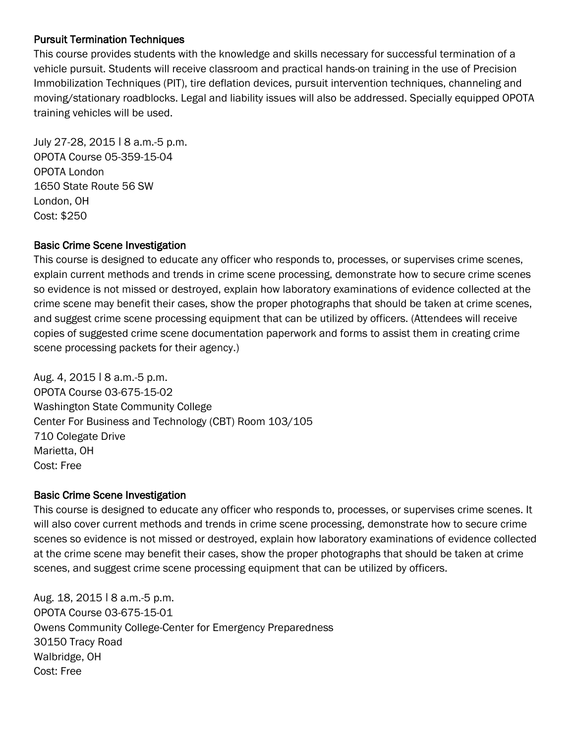### Pursuit Termination Techniques

This course provides students with the knowledge and skills necessary for successful termination of a vehicle pursuit. Students will receive classroom and practical hands-on training in the use of Precision Immobilization Techniques (PIT), tire deflation devices, pursuit intervention techniques, channeling and moving/stationary roadblocks. Legal and liability issues will also be addressed. Specially equipped OPOTA training vehicles will be used.

July 27-28, 2015 | 8 a.m.-5 p.m.
OPOTA Course 05-359-15-04
OPOTA London
1650 State Route 56 SW
London, OH
Cost: $250

### Basic Crime Scene Investigation

This course is designed to educate any officer who responds to, processes, or supervises crime scenes, explain current methods and trends in crime scene processing, demonstrate how to secure crime scenes so evidence is not missed or destroyed, explain how laboratory examinations of evidence collected at the crime scene may benefit their cases, show the proper photographs that should be taken at crime scenes, and suggest crime scene processing equipment that can be utilized by officers. (Attendees will receive copies of suggested crime scene documentation paperwork and forms to assist them in creating crime scene processing packets for their agency.)

Aug. 4, 2015 | 8 a.m.-5 p.m.
OPOTA Course 03-675-15-02
Washington State Community College
Center For Business and Technology (CBT) Room 103/105
710 Colegate Drive
Marietta, OH
Cost: Free

### Basic Crime Scene Investigation

This course is designed to educate any officer who responds to, processes, or supervises crime scenes. It will also cover current methods and trends in crime scene processing, demonstrate how to secure crime scenes so evidence is not missed or destroyed, explain how laboratory examinations of evidence collected at the crime scene may benefit their cases, show the proper photographs that should be taken at crime scenes, and suggest crime scene processing equipment that can be utilized by officers.

Aug. 18, 2015 | 8 a.m.-5 p.m.
OPOTA Course 03-675-15-01
Owens Community College-Center for Emergency Preparedness
30150 Tracy Road
Walbridge, OH
Cost: Free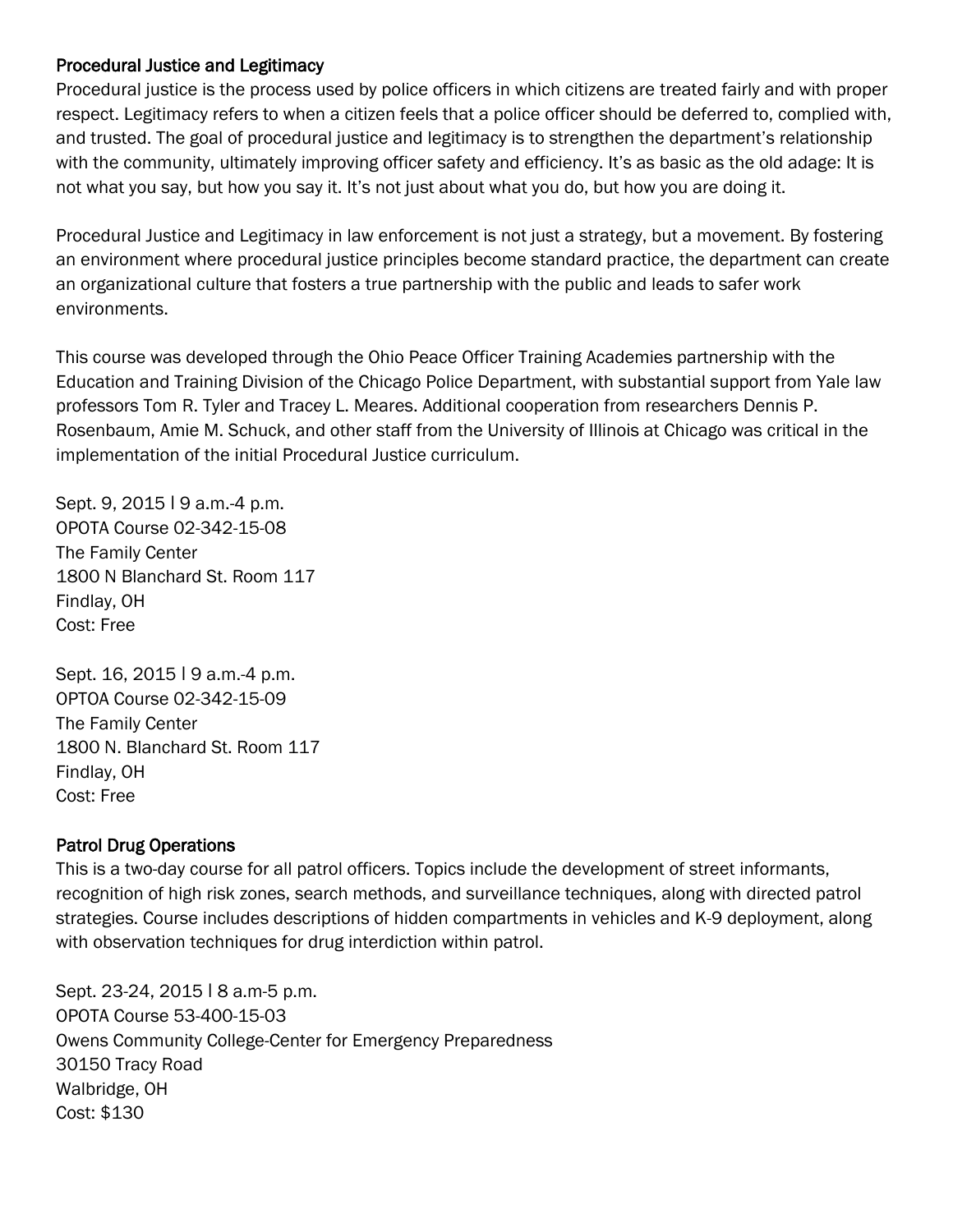### Procedural Justice and Legitimacy

Procedural justice is the process used by police officers in which citizens are treated fairly and with proper respect. Legitimacy refers to when a citizen feels that a police officer should be deferred to, complied with, and trusted. The goal of procedural justice and legitimacy is to strengthen the department's relationship with the community, ultimately improving officer safety and efficiency. It's as basic as the old adage: It is not what you say, but how you say it. It's not just about what you do, but how you are doing it.

Procedural Justice and Legitimacy in law enforcement is not just a strategy, but a movement. By fostering an environment where procedural justice principles become standard practice, the department can create an organizational culture that fosters a true partnership with the public and leads to safer work environments.

This course was developed through the Ohio Peace Officer Training Academies partnership with the Education and Training Division of the Chicago Police Department, with substantial support from Yale law professors Tom R. Tyler and Tracey L. Meares. Additional cooperation from researchers Dennis P. Rosenbaum, Amie M. Schuck, and other staff from the University of Illinois at Chicago was critical in the implementation of the initial Procedural Justice curriculum.

Sept. 9, 2015 | 9 a.m.-4 p.m.
OPOTA Course 02-342-15-08
The Family Center
1800 N Blanchard St. Room 117
Findlay, OH
Cost: Free

Sept. 16, 2015 | 9 a.m.-4 p.m.
OPTOA Course 02-342-15-09
The Family Center
1800 N. Blanchard St. Room 117
Findlay, OH
Cost: Free

### Patrol Drug Operations

This is a two-day course for all patrol officers. Topics include the development of street informants, recognition of high risk zones, search methods, and surveillance techniques, along with directed patrol strategies. Course includes descriptions of hidden compartments in vehicles and K-9 deployment, along with observation techniques for drug interdiction within patrol.

Sept. 23-24, 2015 | 8 a.m-5 p.m.
OPOTA Course 53-400-15-03
Owens Community College-Center for Emergency Preparedness
30150 Tracy Road
Walbridge, OH
Cost: $130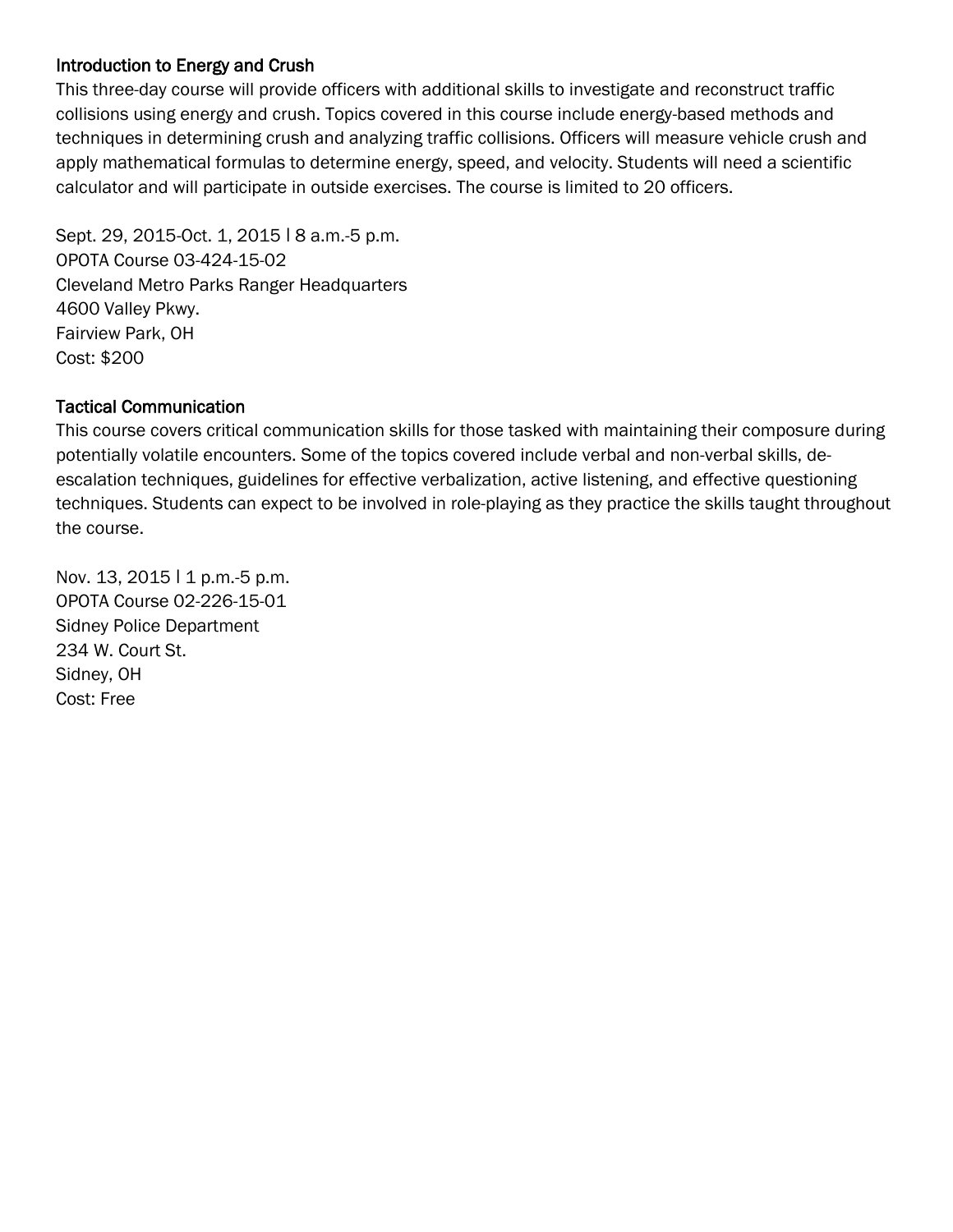### Introduction to Energy and Crush

This three-day course will provide officers with additional skills to investigate and reconstruct traffic collisions using energy and crush. Topics covered in this course include energy-based methods and techniques in determining crush and analyzing traffic collisions. Officers will measure vehicle crush and apply mathematical formulas to determine energy, speed, and velocity. Students will need a scientific calculator and will participate in outside exercises. The course is limited to 20 officers.

Sept. 29, 2015-Oct. 1, 2015 | 8 a.m.-5 p.m.
OPOTA Course 03-424-15-02
Cleveland Metro Parks Ranger Headquarters
4600 Valley Pkwy.
Fairview Park, OH
Cost: $200

### Tactical Communication

This course covers critical communication skills for those tasked with maintaining their composure during potentially volatile encounters. Some of the topics covered include verbal and non-verbal skills, de-escalation techniques, guidelines for effective verbalization, active listening, and effective questioning techniques. Students can expect to be involved in role-playing as they practice the skills taught throughout the course.

Nov. 13, 2015 | 1 p.m.-5 p.m.
OPOTA Course 02-226-15-01
Sidney Police Department
234 W. Court St.
Sidney, OH
Cost: Free